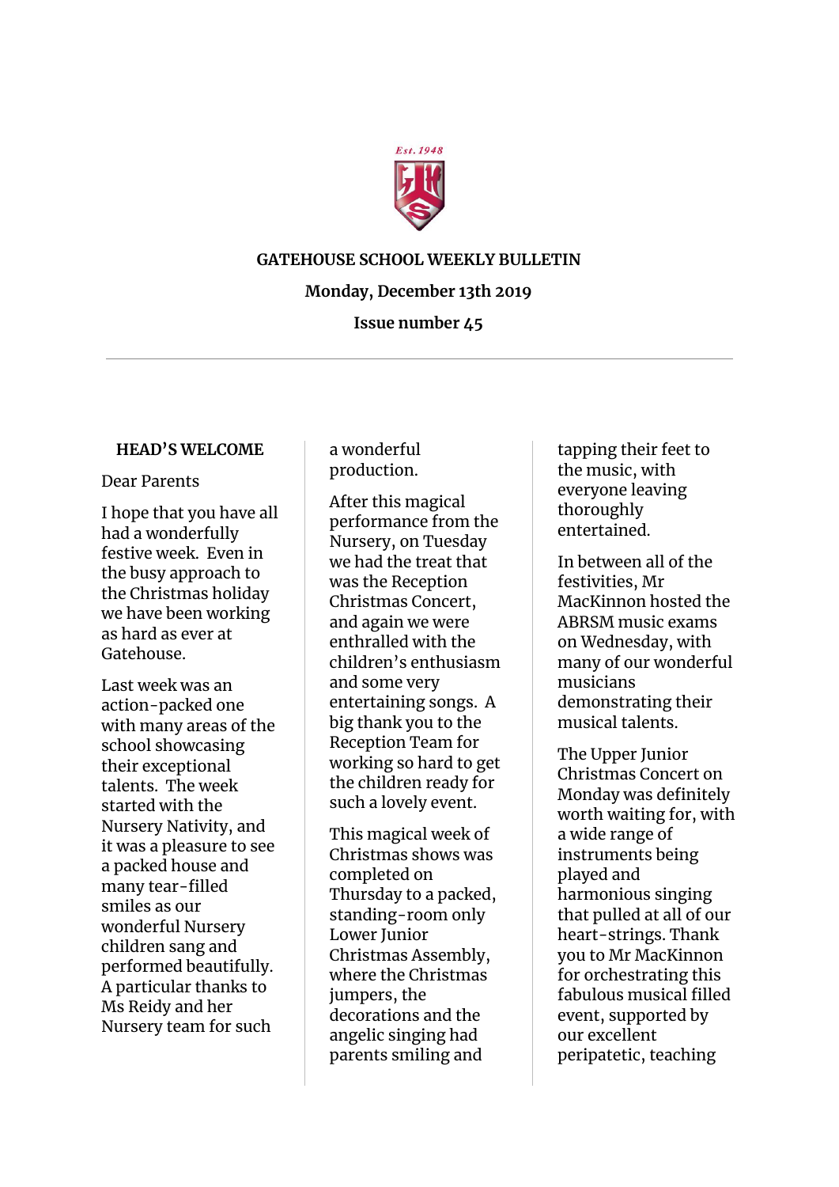# GATEHOUSE SCHOOL WEEKLY BULLETIN

**Monday, December 13th 2019**

**Issue number 45**

---

## HEAD'S WELCOME

Dear Parents

I hope that you have all had a wonderfully festive week. Even in the busy approach to the Christmas holiday we have been working as hard as ever at Gatehouse.

Last week was an action-packed one with many areas of the school showcasing their exceptional talents. The week started with the Nursery Nativity, and it was a pleasure to see a packed house and many tear-filled smiles as our wonderful Nursery children sang and performed beautifully. A particular thanks to Ms Reidy and her Nursery team for such a wonderful production.

After this magical performance from the Nursery, on Tuesday we had the treat that was the Reception Christmas Concert, and again we were enthralled with the children's enthusiasm and some very entertaining songs. A big thank you to the Reception Team for working so hard to get the children ready for such a lovely event.

This magical week of Christmas shows was completed on Thursday to a packed, standing-room only Lower Junior Christmas Assembly, where the Christmas jumpers, the decorations and the angelic singing had parents smiling and tapping their feet to the music, with everyone leaving thoroughly entertained.

In between all of the festivities, Mr MacKinnon hosted the ABRSM music exams on Wednesday, with many of our wonderful musicians demonstrating their musical talents.

The Upper Junior Christmas Concert on Monday was definitely worth waiting for, with a wide range of instruments being played and harmonious singing that pulled at all of our heart-strings. Thank you to Mr MacKinnon for orchestrating this fabulous musical filled event, supported by our excellent peripatetic, teaching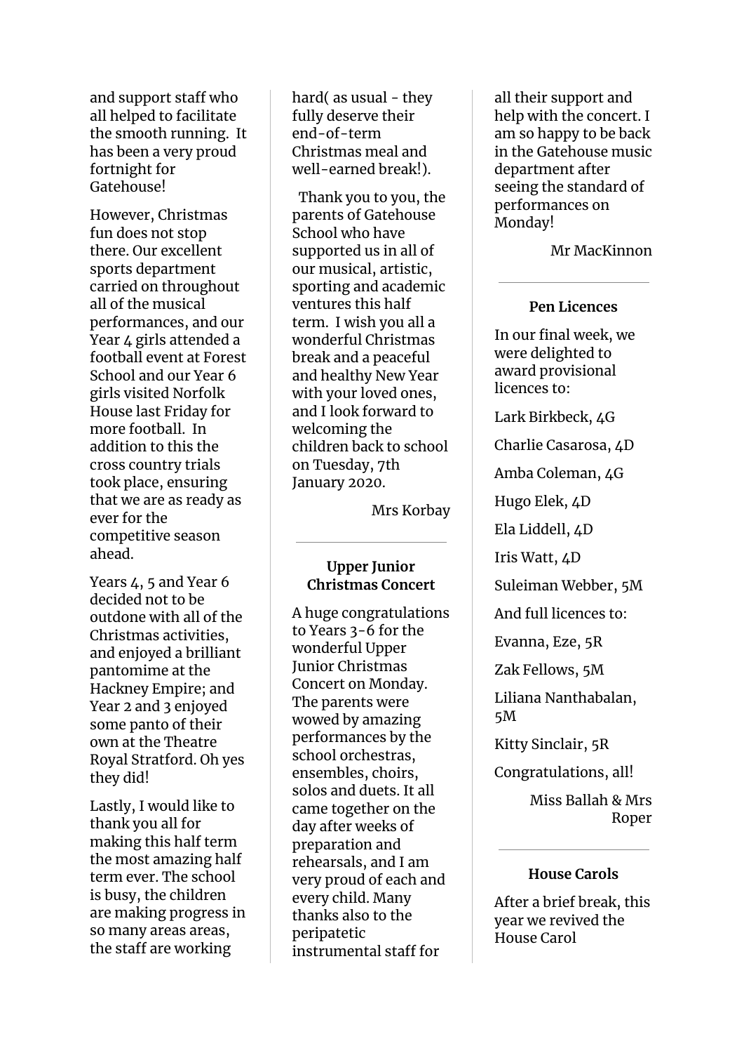and support staff who all helped to facilitate the smooth running.  It has been a very proud fortnight for Gatehouse!

However, Christmas fun does not stop there. Our excellent sports department carried on throughout all of the musical performances, and our Year 4 girls attended a football event at Forest School and our Year 6 girls visited Norfolk House last Friday for more football.  In addition to this the cross country trials took place, ensuring that we are as ready as ever for the competitive season ahead.

Years 4, 5 and Year 6 decided not to be outdone with all of the Christmas activities, and enjoyed a brilliant pantomime at the Hackney Empire; and Year 2 and 3 enjoyed some panto of their own at the Theatre Royal Stratford. Oh yes they did!

Lastly, I would like to thank you all for making this half term the most amazing half term ever. The school is busy, the children are making progress in so many areas areas, the staff are working hard( as usual - they fully deserve their end-of-term Christmas meal and well-earned break!).

Thank you to you, the parents of Gatehouse School who have supported us in all of our musical, artistic, sporting and academic ventures this half term.  I wish you all a wonderful Christmas break and a peaceful and healthy New Year with your loved ones, and I look forward to welcoming the children back to school on Tuesday, 7th January 2020.

Mrs Korbay

---

**Upper Junior Christmas Concert**

A huge congratulations to Years 3-6 for the wonderful Upper Junior Christmas Concert on Monday. The parents were wowed by amazing performances by the school orchestras, ensembles, choirs, solos and duets. It all came together on the day after weeks of preparation and rehearsals, and I am very proud of each and every child. Many thanks also to the peripatetic instrumental staff for all their support and help with the concert. I am so happy to be back in the Gatehouse music department after seeing the standard of performances on Monday!

Mr MacKinnon

---

**Pen Licences**

In our final week, we were delighted to award provisional licences to:

Lark Birkbeck, 4G

Charlie Casarosa, 4D

Amba Coleman, 4G

Hugo Elek, 4D

Ela Liddell, 4D

Iris Watt, 4D

Suleiman Webber, 5M

And full licences to:

Evanna, Eze, 5R

Zak Fellows, 5M

Liliana Nanthabalan, 5M

Kitty Sinclair, 5R

Congratulations, all!

Miss Ballah & Mrs Roper

---

**House Carols**

After a brief break, this year we revived the House Carol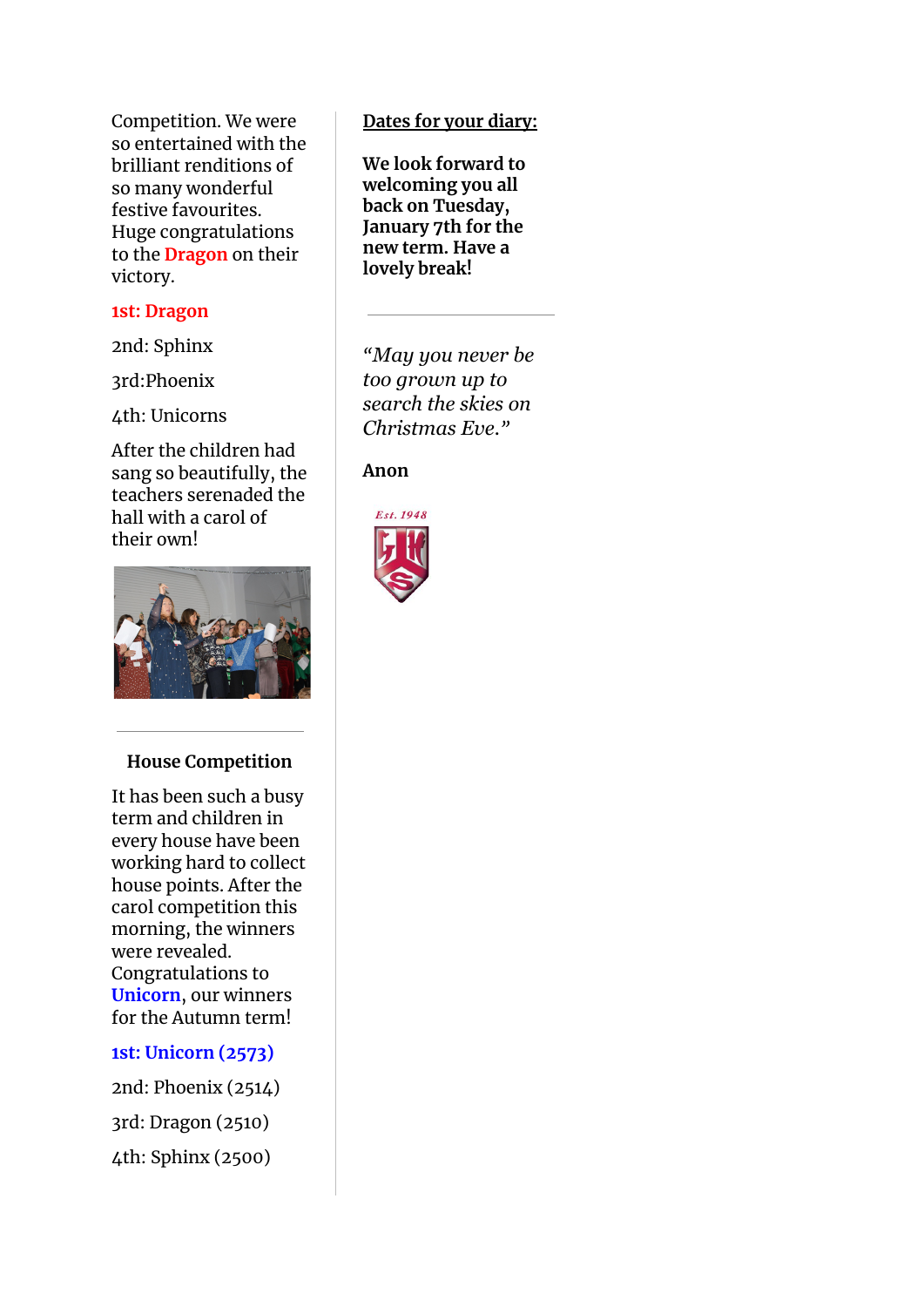Competition. We were so entertained with the brilliant renditions of so many wonderful festive favourites. Huge congratulations to the **Dragon** on their victory.

**1st: Dragon**

2nd: Sphinx

3rd:Phoenix

4th: Unicorns

After the children had sang so beautifully, the teachers serenaded the hall with a carol of their own!

---

**House Competition**

It has been such a busy term and children in every house have been working hard to collect house points. After the carol competition this morning, the winners were revealed. Congratulations to **Unicorn**, our winners for the Autumn term!

**1st: Unicorn (2573)**

2nd: Phoenix (2514)

3rd: Dragon (2510)

4th: Sphinx (2500)

**Dates for your diary:**

**We look forward to welcoming you all back on Tuesday, January 7th for the new term. Have a lovely break!**

---

*"May you never be too grown up to search the skies on Christmas Eve."*

**Anon**

*Est. 1948*